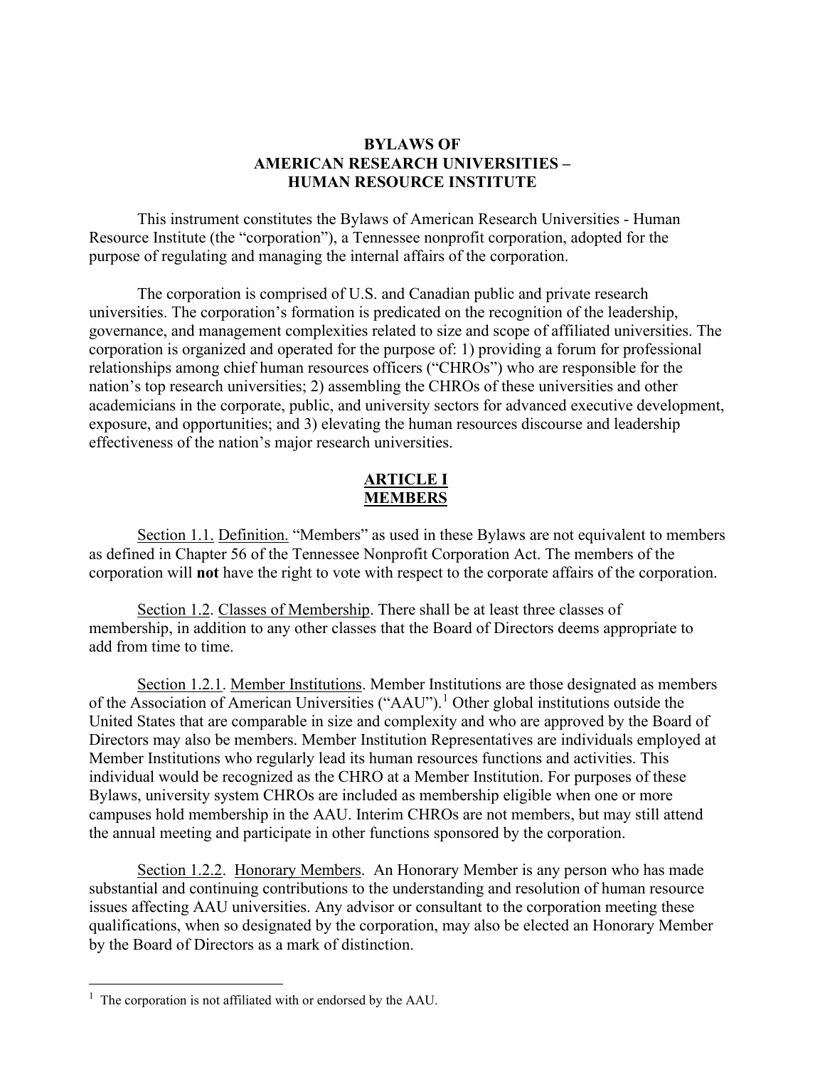# BYLAWS OF AMERICAN RESEARCH UNIVERSITIES – HUMAN RESOURCE INSTITUTE

This instrument constitutes the Bylaws of American Research Universities - Human Resource Institute (the "corporation"), a Tennessee nonprofit corporation, adopted for the purpose of regulating and managing the internal affairs of the corporation.

The corporation is comprised of U.S. and Canadian public and private research universities. The corporation's formation is predicated on the recognition of the leadership, governance, and management complexities related to size and scope of affiliated universities. The corporation is organized and operated for the purpose of: 1) providing a forum for professional relationships among chief human resources officers ("CHROs") who are responsible for the nation's top research universities; 2) assembling the CHROs of these universities and other academicians in the corporate, public, and university sectors for advanced executive development, exposure, and opportunities; and 3) elevating the human resources discourse and leadership effectiveness of the nation's major research universities.

## ARTICLE I MEMBERS

Section 1.1. Definition. "Members" as used in these Bylaws are not equivalent to members as defined in Chapter 56 of the Tennessee Nonprofit Corporation Act. The members of the corporation will **not** have the right to vote with respect to the corporate affairs of the corporation.

Section 1.2. Classes of Membership. There shall be at least three classes of membership, in addition to any other classes that the Board of Directors deems appropriate to add from time to time.

Section 1.2.1. Member Institutions. Member Institutions are those designated as members of the Association of American Universities ("AAU").[1] Other global institutions outside the United States that are comparable in size and complexity and who are approved by the Board of Directors may also be members. Member Institution Representatives are individuals employed at Member Institutions who regularly lead its human resources functions and activities. This individual would be recognized as the CHRO at a Member Institution. For purposes of these Bylaws, university system CHROs are included as membership eligible when one or more campuses hold membership in the AAU. Interim CHROs are not members, but may still attend the annual meeting and participate in other functions sponsored by the corporation.

Section 1.2.2. Honorary Members. An Honorary Member is any person who has made substantial and continuing contributions to the understanding and resolution of human resource issues affecting AAU universities. Any advisor or consultant to the corporation meeting these qualifications, when so designated by the corporation, may also be elected an Honorary Member by the Board of Directors as a mark of distinction.

[1] The corporation is not affiliated with or endorsed by the AAU.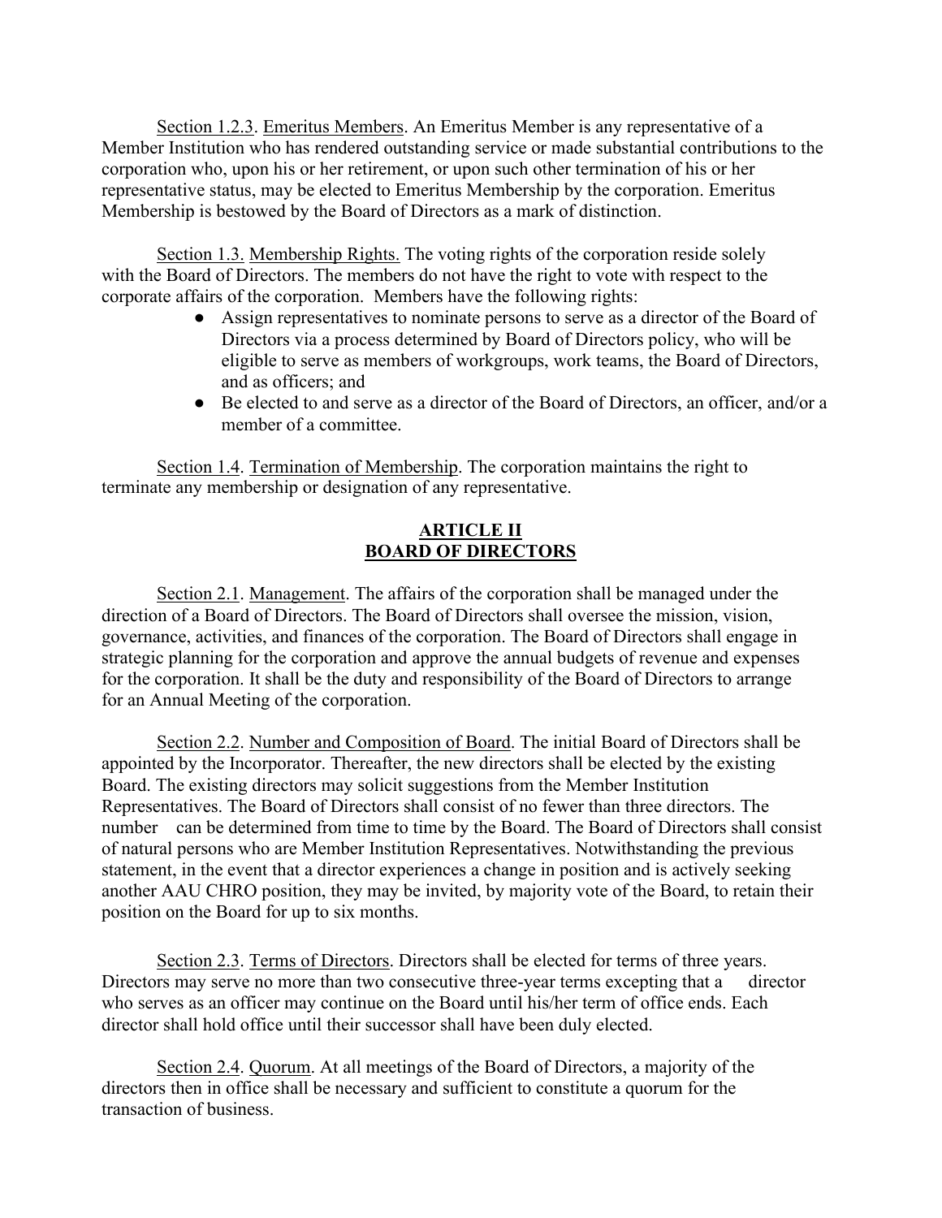Section 1.2.3. Emeritus Members. An Emeritus Member is any representative of a Member Institution who has rendered outstanding service or made substantial contributions to the corporation who, upon his or her retirement, or upon such other termination of his or her representative status, may be elected to Emeritus Membership by the corporation. Emeritus Membership is bestowed by the Board of Directors as a mark of distinction.

Section 1.3. Membership Rights. The voting rights of the corporation reside solely with the Board of Directors. The members do not have the right to vote with respect to the corporate affairs of the corporation. Members have the following rights:

- Assign representatives to nominate persons to serve as a director of the Board of Directors via a process determined by Board of Directors policy, who will be eligible to serve as members of workgroups, work teams, the Board of Directors, and as officers; and
- Be elected to and serve as a director of the Board of Directors, an officer, and/or a member of a committee.

Section 1.4. Termination of Membership. The corporation maintains the right to terminate any membership or designation of any representative.

## ARTICLE II
## BOARD OF DIRECTORS

Section 2.1. Management. The affairs of the corporation shall be managed under the direction of a Board of Directors. The Board of Directors shall oversee the mission, vision, governance, activities, and finances of the corporation. The Board of Directors shall engage in strategic planning for the corporation and approve the annual budgets of revenue and expenses for the corporation. It shall be the duty and responsibility of the Board of Directors to arrange for an Annual Meeting of the corporation.

Section 2.2. Number and Composition of Board. The initial Board of Directors shall be appointed by the Incorporator. Thereafter, the new directors shall be elected by the existing Board. The existing directors may solicit suggestions from the Member Institution Representatives. The Board of Directors shall consist of no fewer than three directors. The number can be determined from time to time by the Board. The Board of Directors shall consist of natural persons who are Member Institution Representatives. Notwithstanding the previous statement, in the event that a director experiences a change in position and is actively seeking another AAU CHRO position, they may be invited, by majority vote of the Board, to retain their position on the Board for up to six months.

Section 2.3. Terms of Directors. Directors shall be elected for terms of three years. Directors may serve no more than two consecutive three-year terms excepting that a director who serves as an officer may continue on the Board until his/her term of office ends. Each director shall hold office until their successor shall have been duly elected.

Section 2.4. Quorum. At all meetings of the Board of Directors, a majority of the directors then in office shall be necessary and sufficient to constitute a quorum for the transaction of business.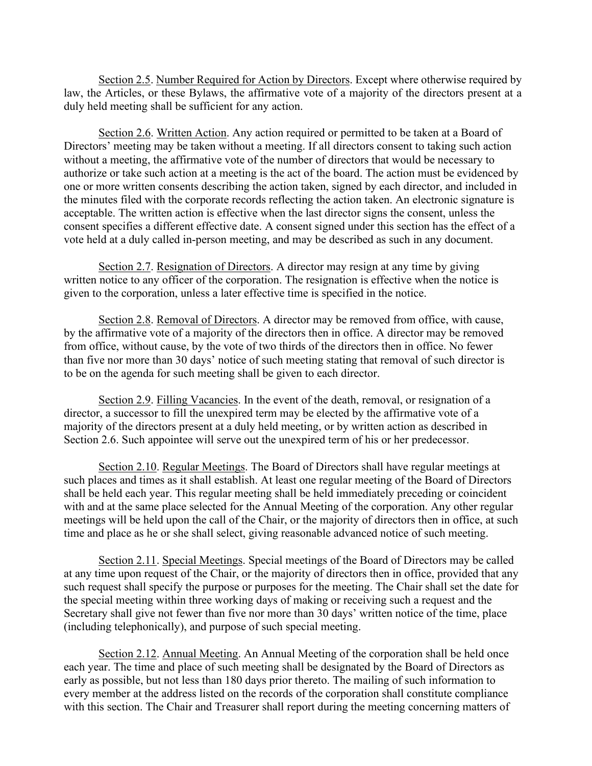Section 2.5. <u>Number Required for Action by Directors</u>. Except where otherwise required by law, the Articles, or these Bylaws, the affirmative vote of a majority of the directors present at a duly held meeting shall be sufficient for any action.

Section 2.6. <u>Written Action</u>. Any action required or permitted to be taken at a Board of Directors' meeting may be taken without a meeting. If all directors consent to taking such action without a meeting, the affirmative vote of the number of directors that would be necessary to authorize or take such action at a meeting is the act of the board. The action must be evidenced by one or more written consents describing the action taken, signed by each director, and included in the minutes filed with the corporate records reflecting the action taken. An electronic signature is acceptable. The written action is effective when the last director signs the consent, unless the consent specifies a different effective date. A consent signed under this section has the effect of a vote held at a duly called in-person meeting, and may be described as such in any document.

Section 2.7. <u>Resignation of Directors</u>. A director may resign at any time by giving written notice to any officer of the corporation. The resignation is effective when the notice is given to the corporation, unless a later effective time is specified in the notice.

Section 2.8. <u>Removal of Directors</u>. A director may be removed from office, with cause, by the affirmative vote of a majority of the directors then in office. A director may be removed from office, without cause, by the vote of two thirds of the directors then in office. No fewer than five nor more than 30 days' notice of such meeting stating that removal of such director is to be on the agenda for such meeting shall be given to each director.

Section 2.9. <u>Filling Vacancies</u>. In the event of the death, removal, or resignation of a director, a successor to fill the unexpired term may be elected by the affirmative vote of a majority of the directors present at a duly held meeting, or by written action as described in Section 2.6. Such appointee will serve out the unexpired term of his or her predecessor.

Section 2.10. <u>Regular Meetings</u>. The Board of Directors shall have regular meetings at such places and times as it shall establish. At least one regular meeting of the Board of Directors shall be held each year. This regular meeting shall be held immediately preceding or coincident with and at the same place selected for the Annual Meeting of the corporation. Any other regular meetings will be held upon the call of the Chair, or the majority of directors then in office, at such time and place as he or she shall select, giving reasonable advanced notice of such meeting.

Section 2.11. <u>Special Meetings</u>. Special meetings of the Board of Directors may be called at any time upon request of the Chair, or the majority of directors then in office, provided that any such request shall specify the purpose or purposes for the meeting. The Chair shall set the date for the special meeting within three working days of making or receiving such a request and the Secretary shall give not fewer than five nor more than 30 days' written notice of the time, place (including telephonically), and purpose of such special meeting.

Section 2.12. <u>Annual Meeting</u>. An Annual Meeting of the corporation shall be held once each year. The time and place of such meeting shall be designated by the Board of Directors as early as possible, but not less than 180 days prior thereto. The mailing of such information to every member at the address listed on the records of the corporation shall constitute compliance with this section. The Chair and Treasurer shall report during the meeting concerning matters of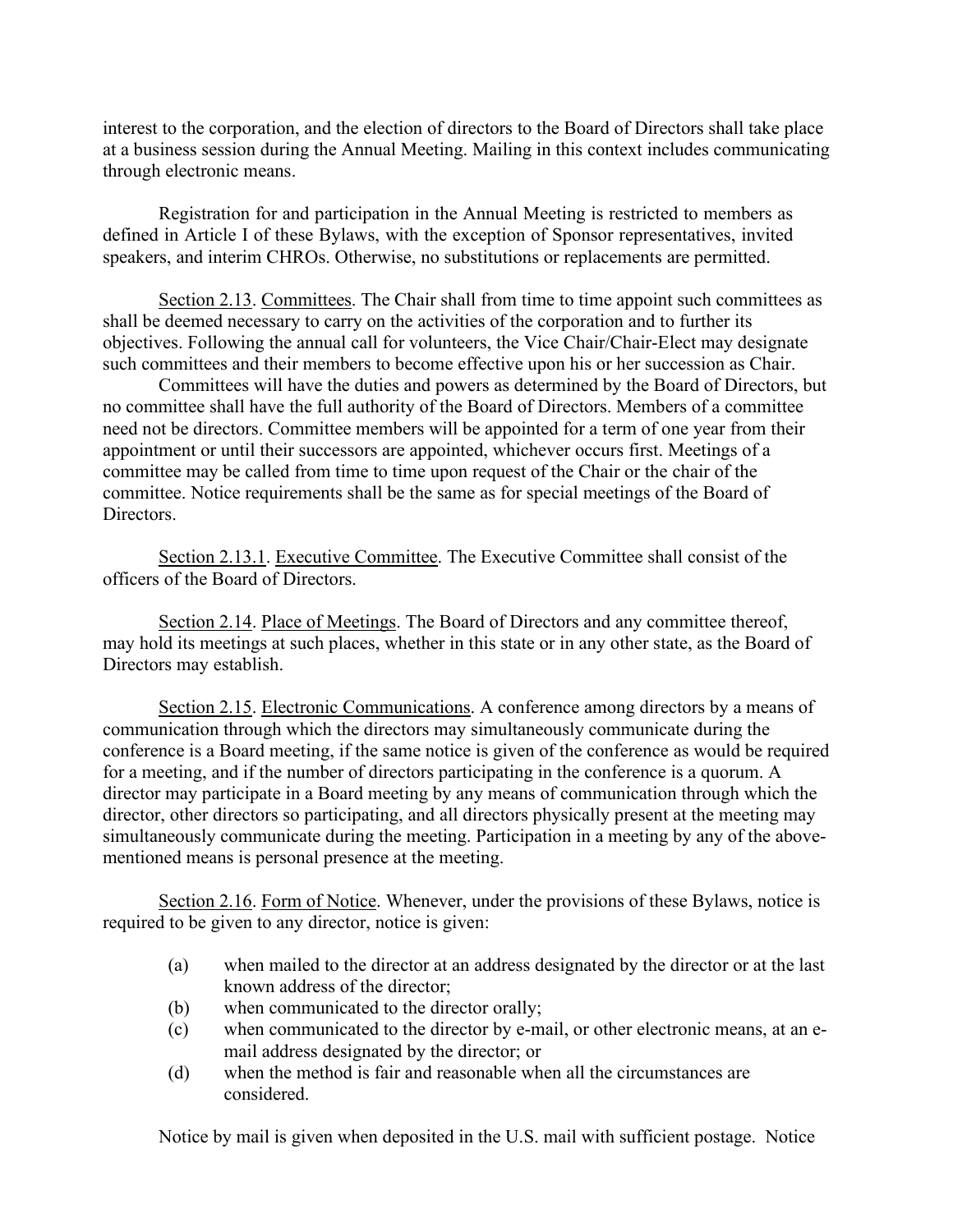interest to the corporation, and the election of directors to the Board of Directors shall take place at a business session during the Annual Meeting. Mailing in this context includes communicating through electronic means.

Registration for and participation in the Annual Meeting is restricted to members as defined in Article I of these Bylaws, with the exception of Sponsor representatives, invited speakers, and interim CHROs. Otherwise, no substitutions or replacements are permitted.

<u>Section 2.13</u>. <u>Committees</u>. The Chair shall from time to time appoint such committees as shall be deemed necessary to carry on the activities of the corporation and to further its objectives. Following the annual call for volunteers, the Vice Chair/Chair-Elect may designate such committees and their members to become effective upon his or her succession as Chair.

Committees will have the duties and powers as determined by the Board of Directors, but no committee shall have the full authority of the Board of Directors. Members of a committee need not be directors. Committee members will be appointed for a term of one year from their appointment or until their successors are appointed, whichever occurs first. Meetings of a committee may be called from time to time upon request of the Chair or the chair of the committee. Notice requirements shall be the same as for special meetings of the Board of Directors.

<u>Section 2.13.1</u>. <u>Executive Committee</u>. The Executive Committee shall consist of the officers of the Board of Directors.

<u>Section 2.14</u>. <u>Place of Meetings</u>. The Board of Directors and any committee thereof, may hold its meetings at such places, whether in this state or in any other state, as the Board of Directors may establish.

<u>Section 2.15</u>. <u>Electronic Communications</u>. A conference among directors by a means of communication through which the directors may simultaneously communicate during the conference is a Board meeting, if the same notice is given of the conference as would be required for a meeting, and if the number of directors participating in the conference is a quorum. A director may participate in a Board meeting by any means of communication through which the director, other directors so participating, and all directors physically present at the meeting may simultaneously communicate during the meeting. Participation in a meeting by any of the above-mentioned means is personal presence at the meeting.

<u>Section 2.16</u>. <u>Form of Notice</u>. Whenever, under the provisions of these Bylaws, notice is required to be given to any director, notice is given:

(a) when mailed to the director at an address designated by the director or at the last known address of the director;
(b) when communicated to the director orally;
(c) when communicated to the director by e-mail, or other electronic means, at an e-mail address designated by the director; or
(d) when the method is fair and reasonable when all the circumstances are considered.

Notice by mail is given when deposited in the U.S. mail with sufficient postage. Notice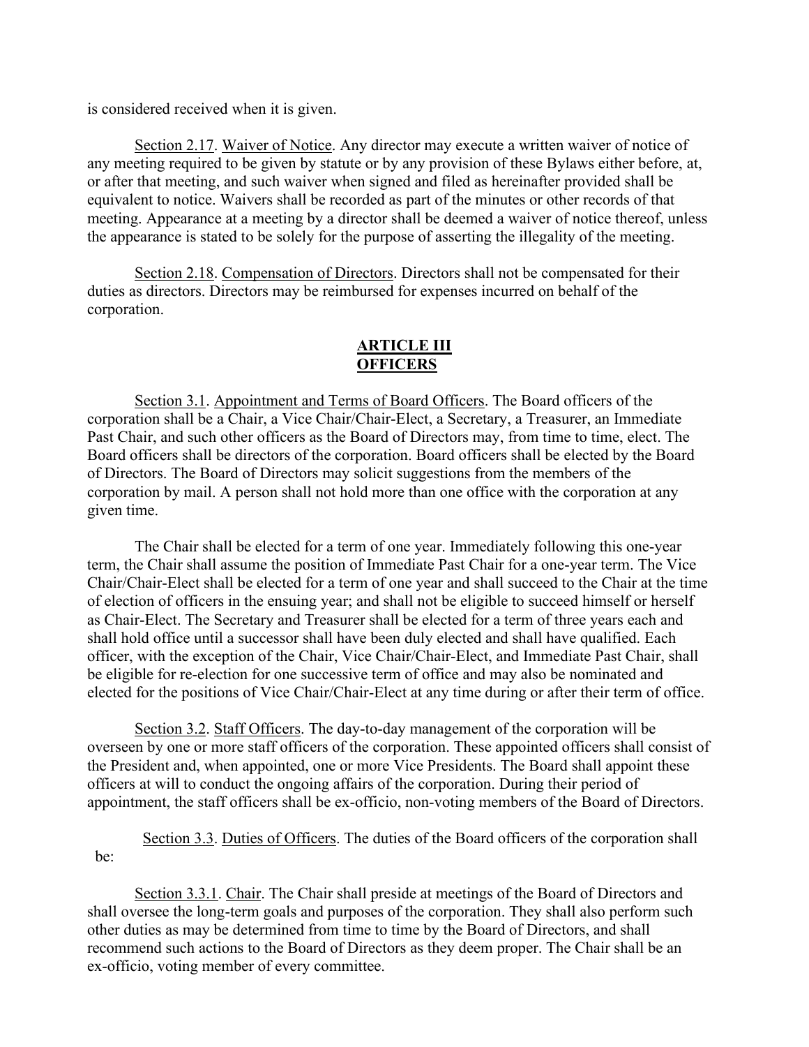is considered received when it is given.

Section 2.17. Waiver of Notice. Any director may execute a written waiver of notice of any meeting required to be given by statute or by any provision of these Bylaws either before, at, or after that meeting, and such waiver when signed and filed as hereinafter provided shall be equivalent to notice. Waivers shall be recorded as part of the minutes or other records of that meeting. Appearance at a meeting by a director shall be deemed a waiver of notice thereof, unless the appearance is stated to be solely for the purpose of asserting the illegality of the meeting.

Section 2.18. Compensation of Directors. Directors shall not be compensated for their duties as directors. Directors may be reimbursed for expenses incurred on behalf of the corporation.

## ARTICLE III
## OFFICERS

Section 3.1. Appointment and Terms of Board Officers. The Board officers of the corporation shall be a Chair, a Vice Chair/Chair-Elect, a Secretary, a Treasurer, an Immediate Past Chair, and such other officers as the Board of Directors may, from time to time, elect. The Board officers shall be directors of the corporation. Board officers shall be elected by the Board of Directors. The Board of Directors may solicit suggestions from the members of the corporation by mail. A person shall not hold more than one office with the corporation at any given time.

The Chair shall be elected for a term of one year. Immediately following this one-year term, the Chair shall assume the position of Immediate Past Chair for a one-year term. The Vice Chair/Chair-Elect shall be elected for a term of one year and shall succeed to the Chair at the time of election of officers in the ensuing year; and shall not be eligible to succeed himself or herself as Chair-Elect. The Secretary and Treasurer shall be elected for a term of three years each and shall hold office until a successor shall have been duly elected and shall have qualified. Each officer, with the exception of the Chair, Vice Chair/Chair-Elect, and Immediate Past Chair, shall be eligible for re-election for one successive term of office and may also be nominated and elected for the positions of Vice Chair/Chair-Elect at any time during or after their term of office.

Section 3.2. Staff Officers. The day-to-day management of the corporation will be overseen by one or more staff officers of the corporation. These appointed officers shall consist of the President and, when appointed, one or more Vice Presidents. The Board shall appoint these officers at will to conduct the ongoing affairs of the corporation. During their period of appointment, the staff officers shall be ex-officio, non-voting members of the Board of Directors.

Section 3.3. Duties of Officers. The duties of the Board officers of the corporation shall be:

Section 3.3.1. Chair. The Chair shall preside at meetings of the Board of Directors and shall oversee the long-term goals and purposes of the corporation. They shall also perform such other duties as may be determined from time to time by the Board of Directors, and shall recommend such actions to the Board of Directors as they deem proper. The Chair shall be an ex-officio, voting member of every committee.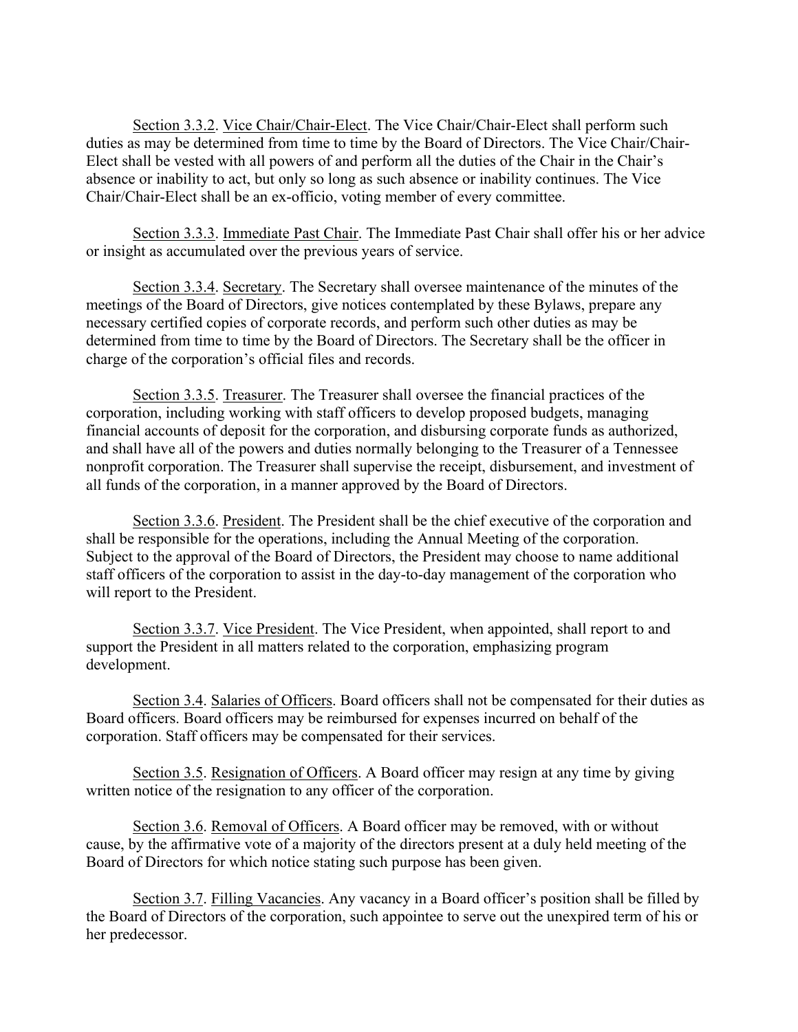Section 3.3.2. Vice Chair/Chair-Elect. The Vice Chair/Chair-Elect shall perform such duties as may be determined from time to time by the Board of Directors. The Vice Chair/Chair-Elect shall be vested with all powers of and perform all the duties of the Chair in the Chair's absence or inability to act, but only so long as such absence or inability continues. The Vice Chair/Chair-Elect shall be an ex-officio, voting member of every committee.

Section 3.3.3. Immediate Past Chair. The Immediate Past Chair shall offer his or her advice or insight as accumulated over the previous years of service.

Section 3.3.4. Secretary. The Secretary shall oversee maintenance of the minutes of the meetings of the Board of Directors, give notices contemplated by these Bylaws, prepare any necessary certified copies of corporate records, and perform such other duties as may be determined from time to time by the Board of Directors. The Secretary shall be the officer in charge of the corporation's official files and records.

Section 3.3.5. Treasurer. The Treasurer shall oversee the financial practices of the corporation, including working with staff officers to develop proposed budgets, managing financial accounts of deposit for the corporation, and disbursing corporate funds as authorized, and shall have all of the powers and duties normally belonging to the Treasurer of a Tennessee nonprofit corporation. The Treasurer shall supervise the receipt, disbursement, and investment of all funds of the corporation, in a manner approved by the Board of Directors.

Section 3.3.6. President. The President shall be the chief executive of the corporation and shall be responsible for the operations, including the Annual Meeting of the corporation. Subject to the approval of the Board of Directors, the President may choose to name additional staff officers of the corporation to assist in the day-to-day management of the corporation who will report to the President.

Section 3.3.7. Vice President. The Vice President, when appointed, shall report to and support the President in all matters related to the corporation, emphasizing program development.

Section 3.4. Salaries of Officers. Board officers shall not be compensated for their duties as Board officers. Board officers may be reimbursed for expenses incurred on behalf of the corporation. Staff officers may be compensated for their services.

Section 3.5. Resignation of Officers. A Board officer may resign at any time by giving written notice of the resignation to any officer of the corporation.

Section 3.6. Removal of Officers. A Board officer may be removed, with or without cause, by the affirmative vote of a majority of the directors present at a duly held meeting of the Board of Directors for which notice stating such purpose has been given.

Section 3.7. Filling Vacancies. Any vacancy in a Board officer's position shall be filled by the Board of Directors of the corporation, such appointee to serve out the unexpired term of his or her predecessor.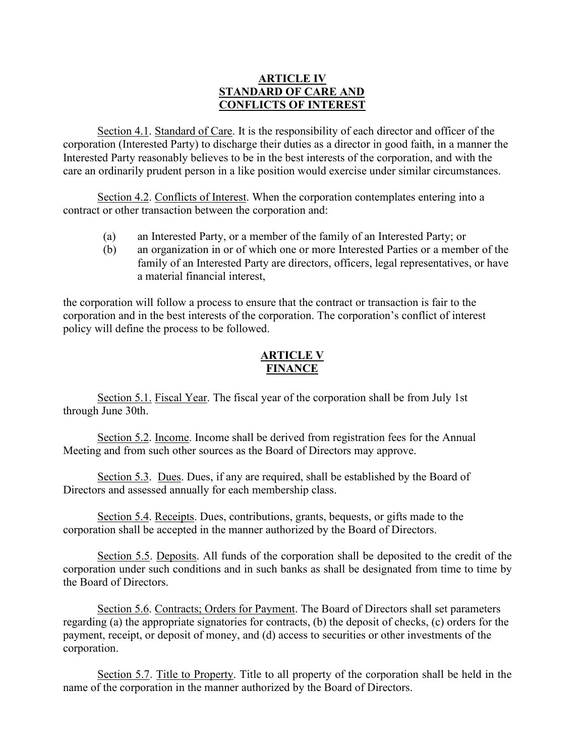## ARTICLE IV
## STANDARD OF CARE AND CONFLICTS OF INTEREST

Section 4.1. Standard of Care. It is the responsibility of each director and officer of the corporation (Interested Party) to discharge their duties as a director in good faith, in a manner the Interested Party reasonably believes to be in the best interests of the corporation, and with the care an ordinarily prudent person in a like position would exercise under similar circumstances.

Section 4.2. Conflicts of Interest. When the corporation contemplates entering into a contract or other transaction between the corporation and:

(a) an Interested Party, or a member of the family of an Interested Party; or
(b) an organization in or of which one or more Interested Parties or a member of the family of an Interested Party are directors, officers, legal representatives, or have a material financial interest,

the corporation will follow a process to ensure that the contract or transaction is fair to the corporation and in the best interests of the corporation. The corporation's conflict of interest policy will define the process to be followed.

## ARTICLE V
## FINANCE

Section 5.1. Fiscal Year. The fiscal year of the corporation shall be from July 1st through June 30th.

Section 5.2. Income. Income shall be derived from registration fees for the Annual Meeting and from such other sources as the Board of Directors may approve.

Section 5.3. Dues. Dues, if any are required, shall be established by the Board of Directors and assessed annually for each membership class.

Section 5.4. Receipts. Dues, contributions, grants, bequests, or gifts made to the corporation shall be accepted in the manner authorized by the Board of Directors.

Section 5.5. Deposits. All funds of the corporation shall be deposited to the credit of the corporation under such conditions and in such banks as shall be designated from time to time by the Board of Directors.

Section 5.6. Contracts; Orders for Payment. The Board of Directors shall set parameters regarding (a) the appropriate signatories for contracts, (b) the deposit of checks, (c) orders for the payment, receipt, or deposit of money, and (d) access to securities or other investments of the corporation.

Section 5.7. Title to Property. Title to all property of the corporation shall be held in the name of the corporation in the manner authorized by the Board of Directors.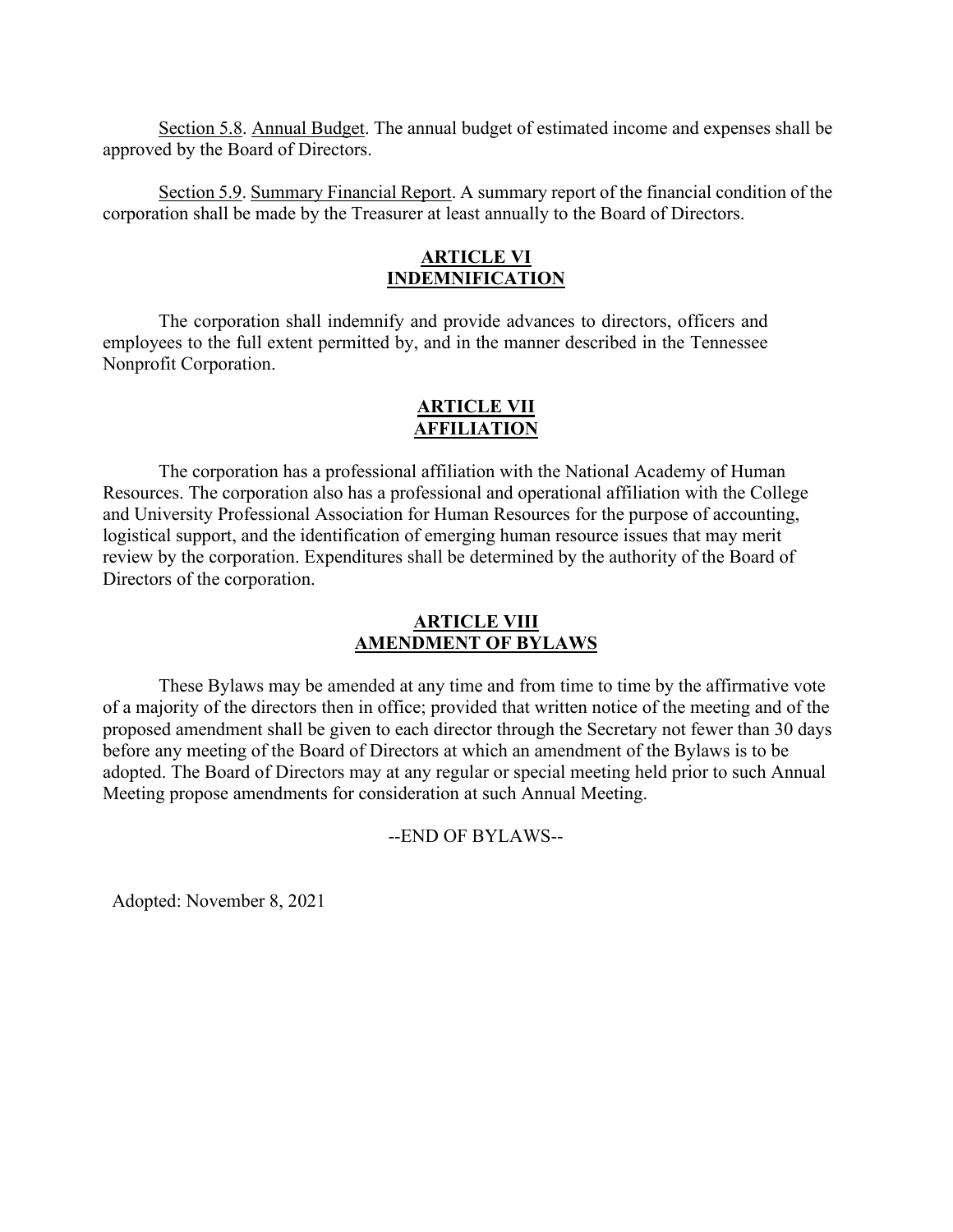Section 5.8. Annual Budget. The annual budget of estimated income and expenses shall be approved by the Board of Directors.

Section 5.9. Summary Financial Report. A summary report of the financial condition of the corporation shall be made by the Treasurer at least annually to the Board of Directors.

## ARTICLE VI
## INDEMNIFICATION

The corporation shall indemnify and provide advances to directors, officers and employees to the full extent permitted by, and in the manner described in the Tennessee Nonprofit Corporation.

## ARTICLE VII
## AFFILIATION

The corporation has a professional affiliation with the National Academy of Human Resources. The corporation also has a professional and operational affiliation with the College and University Professional Association for Human Resources for the purpose of accounting, logistical support, and the identification of emerging human resource issues that may merit review by the corporation. Expenditures shall be determined by the authority of the Board of Directors of the corporation.

## ARTICLE VIII
## AMENDMENT OF BYLAWS

These Bylaws may be amended at any time and from time to time by the affirmative vote of a majority of the directors then in office; provided that written notice of the meeting and of the proposed amendment shall be given to each director through the Secretary not fewer than 30 days before any meeting of the Board of Directors at which an amendment of the Bylaws is to be adopted. The Board of Directors may at any regular or special meeting held prior to such Annual Meeting propose amendments for consideration at such Annual Meeting.

--END OF BYLAWS--

Adopted: November 8, 2021